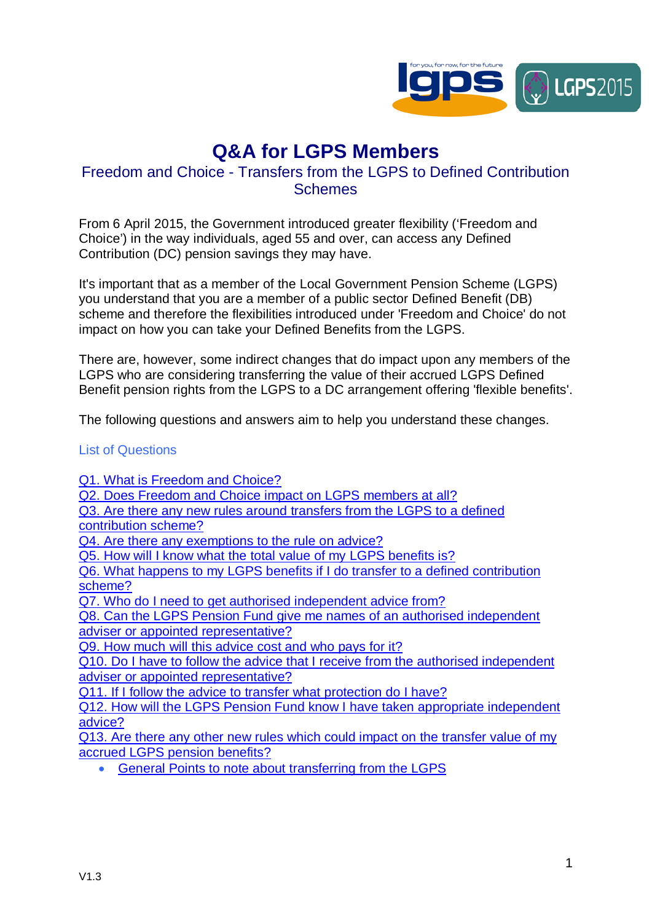# Q&A for LGPS Members

## Freedom and Choice - Transfers from the LGPS to Defined Contribution Schemes

From 6 April 2015, the Government introduced greater flexibility ('Freedom and Choice') in the way individuals, aged 55 and over, can access any Defined Contribution (DC) pension savings they may have.

It's important that as a member of the Local Government Pension Scheme (LGPS) you understand that you are a member of a public sector Defined Benefit (DB) scheme and therefore the flexibilities introduced under 'Freedom and Choice' do not impact on how you can take your Defined Benefits from the LGPS.

There are, however, some indirect changes that do impact upon any members of the LGPS who are considering transferring the value of their accrued LGPS Defined Benefit pension rights from the LGPS to a DC arrangement offering 'flexible benefits'.

The following questions and answers aim to help you understand these changes.

### List of Questions

Q1. What is Freedom and Choice?
Q2. Does Freedom and Choice impact on LGPS members at all?
Q3. Are there any new rules around transfers from the LGPS to a defined contribution scheme?
Q4. Are there any exemptions to the rule on advice?
Q5. How will I know what the total value of my LGPS benefits is?
Q6. What happens to my LGPS benefits if I do transfer to a defined contribution scheme?
Q7. Who do I need to get authorised independent advice from?
Q8. Can the LGPS Pension Fund give me names of an authorised independent adviser or appointed representative?
Q9. How much will this advice cost and who pays for it?
Q10. Do I have to follow the advice that I receive from the authorised independent adviser or appointed representative?
Q11. If I follow the advice to transfer what protection do I have?
Q12. How will the LGPS Pension Fund know I have taken appropriate independent advice?
Q13. Are there any other new rules which could impact on the transfer value of my accrued LGPS pension benefits?

- General Points to note about transferring from the LGPS

V1.3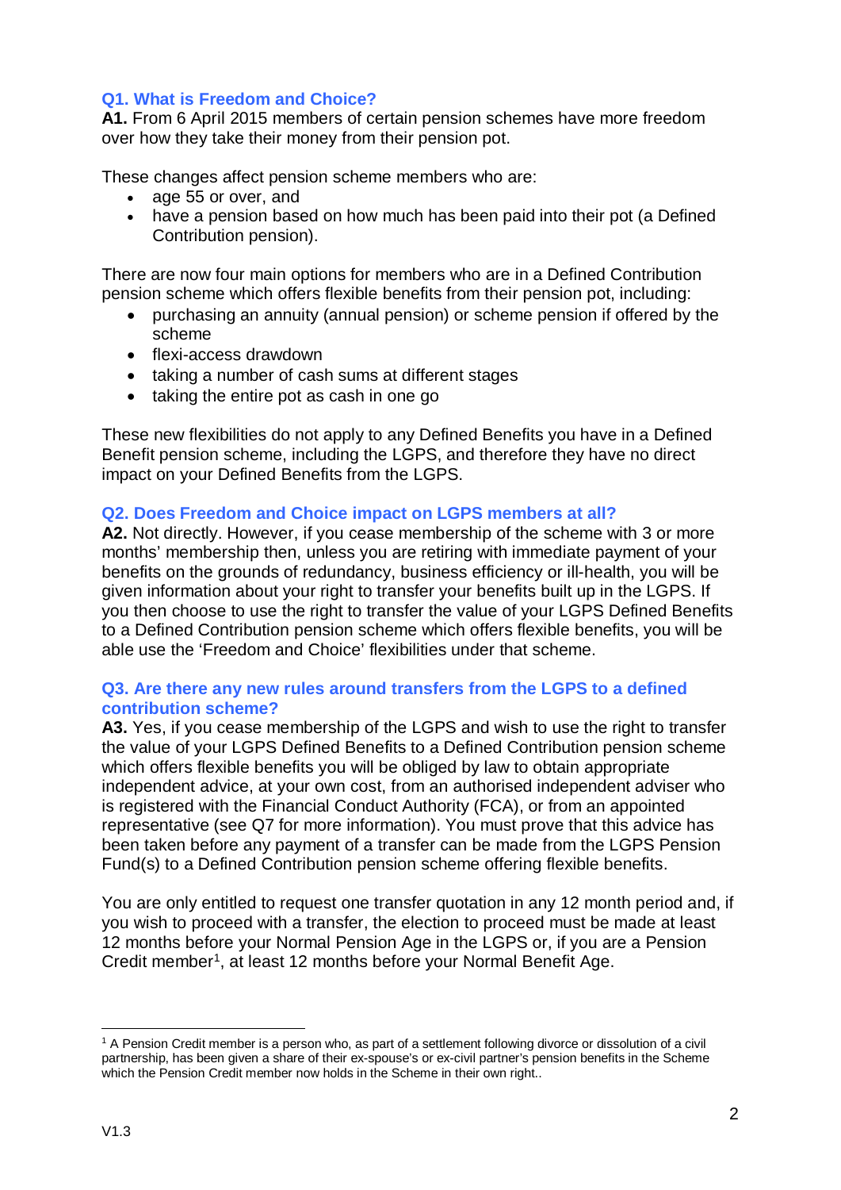### Q1. What is Freedom and Choice?

**A1.** From 6 April 2015 members of certain pension schemes have more freedom over how they take their money from their pension pot.

These changes affect pension scheme members who are:

- age 55 or over, and
- have a pension based on how much has been paid into their pot (a Defined Contribution pension).

There are now four main options for members who are in a Defined Contribution pension scheme which offers flexible benefits from their pension pot, including:

- purchasing an annuity (annual pension) or scheme pension if offered by the scheme
- flexi-access drawdown
- taking a number of cash sums at different stages
- taking the entire pot as cash in one go

These new flexibilities do not apply to any Defined Benefits you have in a Defined Benefit pension scheme, including the LGPS, and therefore they have no direct impact on your Defined Benefits from the LGPS.

### Q2. Does Freedom and Choice impact on LGPS members at all?

**A2.** Not directly. However, if you cease membership of the scheme with 3 or more months' membership then, unless you are retiring with immediate payment of your benefits on the grounds of redundancy, business efficiency or ill-health, you will be given information about your right to transfer your benefits built up in the LGPS. If you then choose to use the right to transfer the value of your LGPS Defined Benefits to a Defined Contribution pension scheme which offers flexible benefits, you will be able use the 'Freedom and Choice' flexibilities under that scheme.

### Q3. Are there any new rules around transfers from the LGPS to a defined contribution scheme?

**A3.** Yes, if you cease membership of the LGPS and wish to use the right to transfer the value of your LGPS Defined Benefits to a Defined Contribution pension scheme which offers flexible benefits you will be obliged by law to obtain appropriate independent advice, at your own cost, from an authorised independent adviser who is registered with the Financial Conduct Authority (FCA), or from an appointed representative (see Q7 for more information). You must prove that this advice has been taken before any payment of a transfer can be made from the LGPS Pension Fund(s) to a Defined Contribution pension scheme offering flexible benefits.

You are only entitled to request one transfer quotation in any 12 month period and, if you wish to proceed with a transfer, the election to proceed must be made at least 12 months before your Normal Pension Age in the LGPS or, if you are a Pension Credit member[1], at least 12 months before your Normal Benefit Age.

---

[1] A Pension Credit member is a person who, as part of a settlement following divorce or dissolution of a civil partnership, has been given a share of their ex-spouse's or ex-civil partner's pension benefits in the Scheme which the Pension Credit member now holds in the Scheme in their own right..

V1.3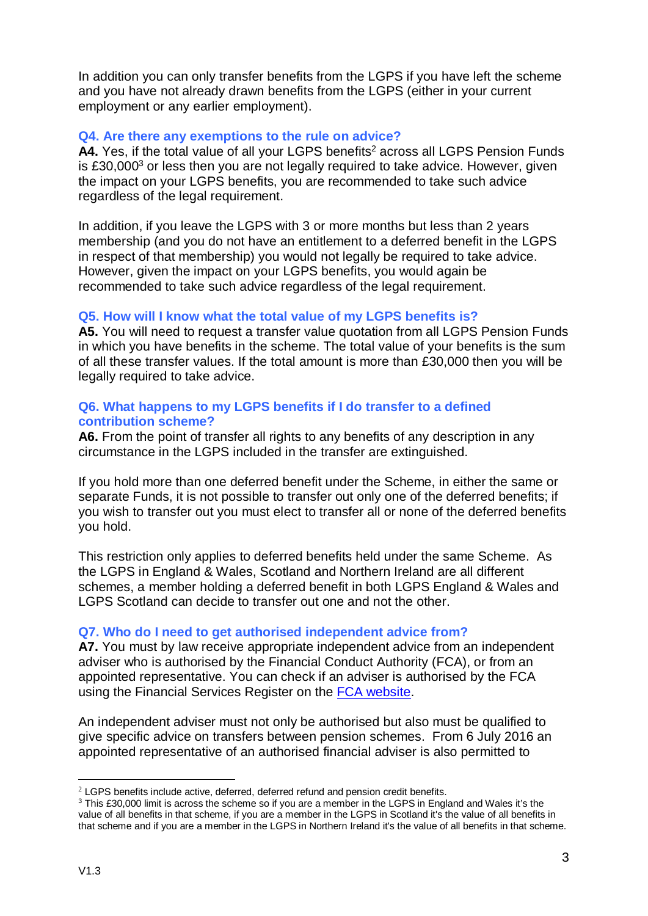In addition you can only transfer benefits from the LGPS if you have left the scheme and you have not already drawn benefits from the LGPS (either in your current employment or any earlier employment).

### Q4. Are there any exemptions to the rule on advice?

**A4.** Yes, if the total value of all your LGPS benefits[2] across all LGPS Pension Funds is £30,000[3] or less then you are not legally required to take advice. However, given the impact on your LGPS benefits, you are recommended to take such advice regardless of the legal requirement.

In addition, if you leave the LGPS with 3 or more months but less than 2 years membership (and you do not have an entitlement to a deferred benefit in the LGPS in respect of that membership) you would not legally be required to take advice. However, given the impact on your LGPS benefits, you would again be recommended to take such advice regardless of the legal requirement.

### Q5. How will I know what the total value of my LGPS benefits is?

**A5.** You will need to request a transfer value quotation from all LGPS Pension Funds in which you have benefits in the scheme. The total value of your benefits is the sum of all these transfer values. If the total amount is more than £30,000 then you will be legally required to take advice.

### Q6. What happens to my LGPS benefits if I do transfer to a defined contribution scheme?

**A6.** From the point of transfer all rights to any benefits of any description in any circumstance in the LGPS included in the transfer are extinguished.

If you hold more than one deferred benefit under the Scheme, in either the same or separate Funds, it is not possible to transfer out only one of the deferred benefits; if you wish to transfer out you must elect to transfer all or none of the deferred benefits you hold.

This restriction only applies to deferred benefits held under the same Scheme. As the LGPS in England & Wales, Scotland and Northern Ireland are all different schemes, a member holding a deferred benefit in both LGPS England & Wales and LGPS Scotland can decide to transfer out one and not the other.

### Q7. Who do I need to get authorised independent advice from?

**A7.** You must by law receive appropriate independent advice from an independent adviser who is authorised by the Financial Conduct Authority (FCA), or from an appointed representative. You can check if an adviser is authorised by the FCA using the Financial Services Register on the [FCA website](FCA website).

An independent adviser must not only be authorised but also must be qualified to give specific advice on transfers between pension schemes. From 6 July 2016 an appointed representative of an authorised financial adviser is also permitted to

---

[2] LGPS benefits include active, deferred, deferred refund and pension credit benefits.

[3] This £30,000 limit is across the scheme so if you are a member in the LGPS in England and Wales it's the value of all benefits in that scheme, if you are a member in the LGPS in Scotland it's the value of all benefits in that scheme and if you are a member in the LGPS in Northern Ireland it's the value of all benefits in that scheme.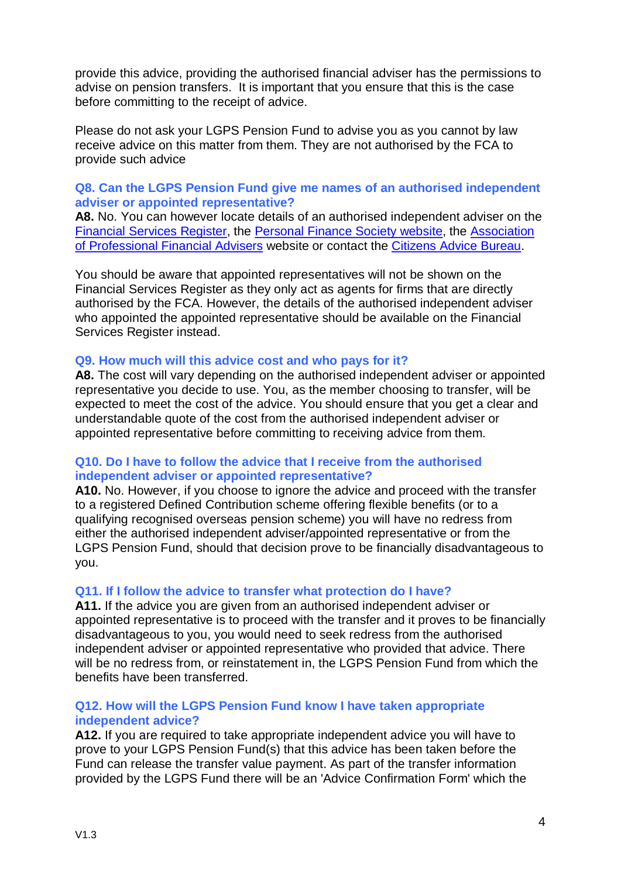provide this advice, providing the authorised financial adviser has the permissions to advise on pension transfers. It is important that you ensure that this is the case before committing to the receipt of advice.

Please do not ask your LGPS Pension Fund to advise you as you cannot by law receive advice on this matter from them. They are not authorised by the FCA to provide such advice

### Q8. Can the LGPS Pension Fund give me names of an authorised independent adviser or appointed representative?

**A8.** No. You can however locate details of an authorised independent adviser on the Financial Services Register, the Personal Finance Society website, the Association of Professional Financial Advisers website or contact the Citizens Advice Bureau.

You should be aware that appointed representatives will not be shown on the Financial Services Register as they only act as agents for firms that are directly authorised by the FCA. However, the details of the authorised independent adviser who appointed the appointed representative should be available on the Financial Services Register instead.

### Q9. How much will this advice cost and who pays for it?

**A8.** The cost will vary depending on the authorised independent adviser or appointed representative you decide to use. You, as the member choosing to transfer, will be expected to meet the cost of the advice. You should ensure that you get a clear and understandable quote of the cost from the authorised independent adviser or appointed representative before committing to receiving advice from them.

### Q10. Do I have to follow the advice that I receive from the authorised independent adviser or appointed representative?

**A10.** No. However, if you choose to ignore the advice and proceed with the transfer to a registered Defined Contribution scheme offering flexible benefits (or to a qualifying recognised overseas pension scheme) you will have no redress from either the authorised independent adviser/appointed representative or from the LGPS Pension Fund, should that decision prove to be financially disadvantageous to you.

### Q11. If I follow the advice to transfer what protection do I have?

**A11.** If the advice you are given from an authorised independent adviser or appointed representative is to proceed with the transfer and it proves to be financially disadvantageous to you, you would need to seek redress from the authorised independent adviser or appointed representative who provided that advice. There will be no redress from, or reinstatement in, the LGPS Pension Fund from which the benefits have been transferred.

### Q12. How will the LGPS Pension Fund know I have taken appropriate independent advice?

**A12.** If you are required to take appropriate independent advice you will have to prove to your LGPS Pension Fund(s) that this advice has been taken before the Fund can release the transfer value payment. As part of the transfer information provided by the LGPS Fund there will be an 'Advice Confirmation Form' which the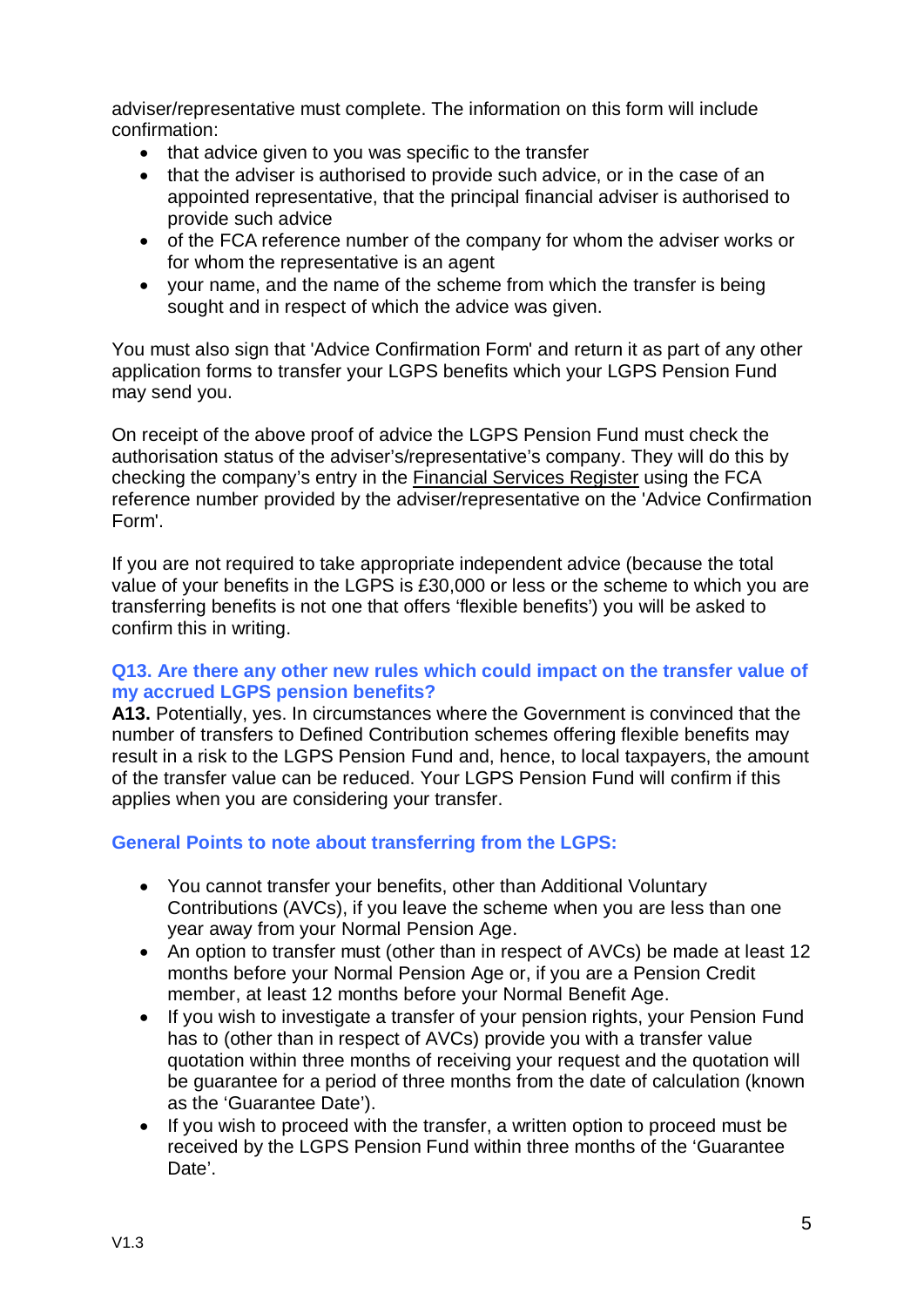adviser/representative must complete. The information on this form will include confirmation:

- that advice given to you was specific to the transfer
- that the adviser is authorised to provide such advice, or in the case of an appointed representative, that the principal financial adviser is authorised to provide such advice
- of the FCA reference number of the company for whom the adviser works or for whom the representative is an agent
- your name, and the name of the scheme from which the transfer is being sought and in respect of which the advice was given.

You must also sign that 'Advice Confirmation Form' and return it as part of any other application forms to transfer your LGPS benefits which your LGPS Pension Fund may send you.

On receipt of the above proof of advice the LGPS Pension Fund must check the authorisation status of the adviser's/representative's company. They will do this by checking the company's entry in the Financial Services Register using the FCA reference number provided by the adviser/representative on the 'Advice Confirmation Form'.

If you are not required to take appropriate independent advice (because the total value of your benefits in the LGPS is £30,000 or less or the scheme to which you are transferring benefits is not one that offers 'flexible benefits') you will be asked to confirm this in writing.

### Q13. Are there any other new rules which could impact on the transfer value of my accrued LGPS pension benefits?

**A13.** Potentially, yes. In circumstances where the Government is convinced that the number of transfers to Defined Contribution schemes offering flexible benefits may result in a risk to the LGPS Pension Fund and, hence, to local taxpayers, the amount of the transfer value can be reduced. Your LGPS Pension Fund will confirm if this applies when you are considering your transfer.

### General Points to note about transferring from the LGPS:

- You cannot transfer your benefits, other than Additional Voluntary Contributions (AVCs), if you leave the scheme when you are less than one year away from your Normal Pension Age.
- An option to transfer must (other than in respect of AVCs) be made at least 12 months before your Normal Pension Age or, if you are a Pension Credit member, at least 12 months before your Normal Benefit Age.
- If you wish to investigate a transfer of your pension rights, your Pension Fund has to (other than in respect of AVCs) provide you with a transfer value quotation within three months of receiving your request and the quotation will be guarantee for a period of three months from the date of calculation (known as the 'Guarantee Date').
- If you wish to proceed with the transfer, a written option to proceed must be received by the LGPS Pension Fund within three months of the 'Guarantee Date'.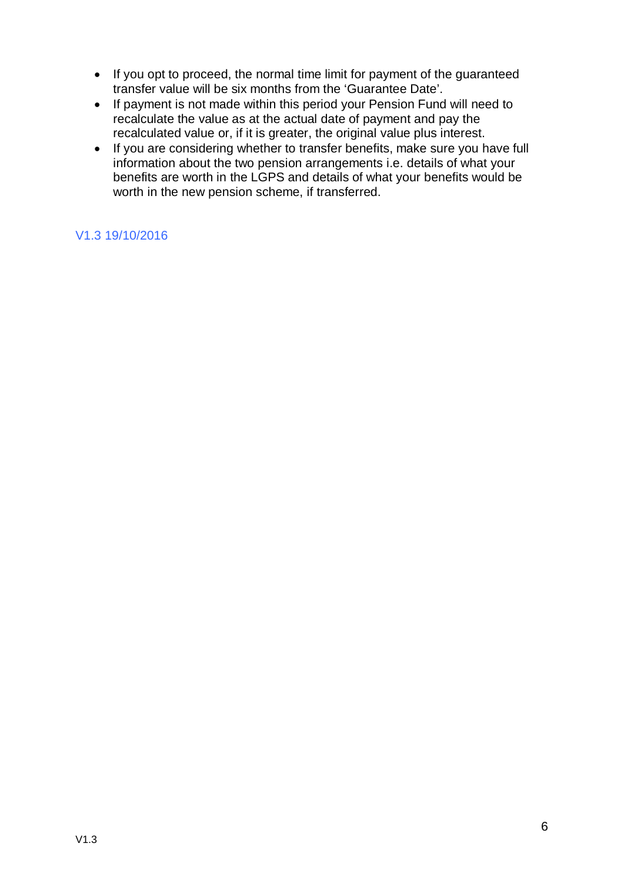- If you opt to proceed, the normal time limit for payment of the guaranteed transfer value will be six months from the 'Guarantee Date'.
- If payment is not made within this period your Pension Fund will need to recalculate the value as at the actual date of payment and pay the recalculated value or, if it is greater, the original value plus interest.
- If you are considering whether to transfer benefits, make sure you have full information about the two pension arrangements i.e. details of what your benefits are worth in the LGPS and details of what your benefits would be worth in the new pension scheme, if transferred.

V1.3 19/10/2016